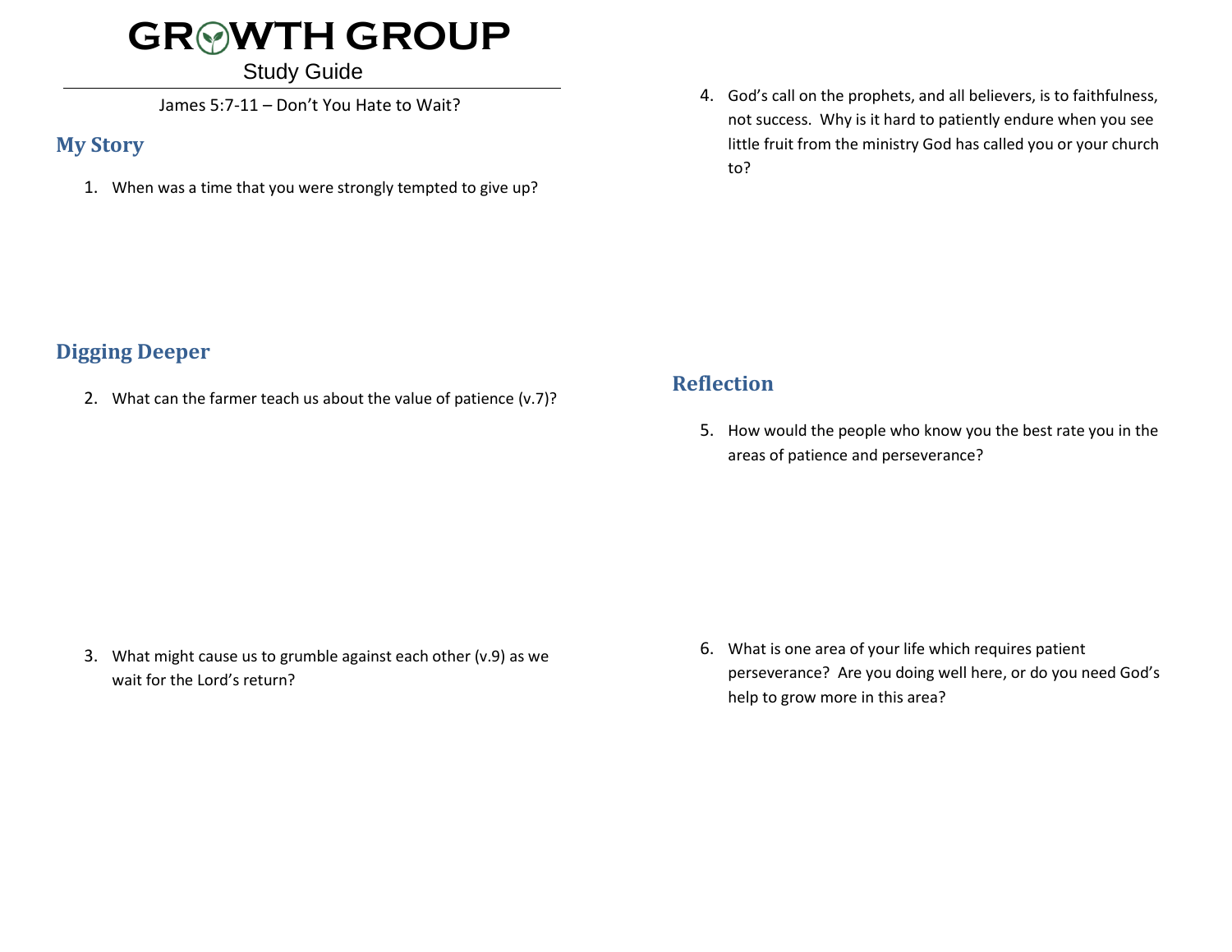# GROWTH GROUP

Study Guide

James 5:7-11 – Don't You Hate to Wait?

## My Story

1. When was a time that you were strongly tempted to give up?

## Digging Deeper

2. What can the farmer teach us about the value of patience (v.7)?

3. What might cause us to grumble against each other (v.9) as we wait for the Lord's return?

4. God's call on the prophets, and all believers, is to faithfulness, not success. Why is it hard to patiently endure when you see little fruit from the ministry God has called you or your church to?

## Reflection

5. How would the people who know you the best rate you in the areas of patience and perseverance?

6. What is one area of your life which requires patient perseverance? Are you doing well here, or do you need God's help to grow more in this area?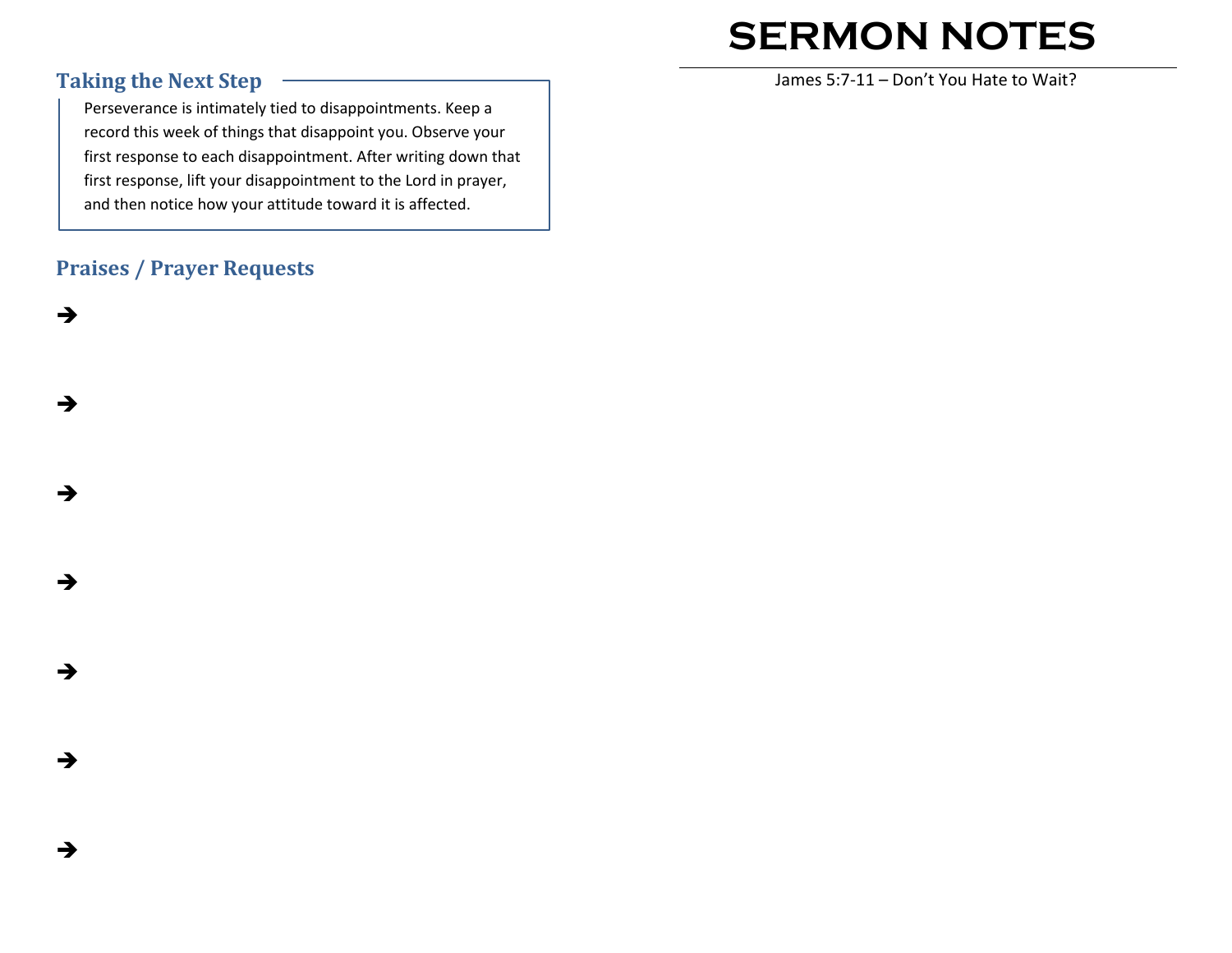## Taking the Next Step

Perseverance is intimately tied to disappointments. Keep a record this week of things that disappoint you. Observe your first response to each disappointment. After writing down that first response, lift your disappointment to the Lord in prayer, and then notice how your attitude toward it is affected.

## Praises / Prayer Requests

➔

➔

➔

➔

➔

➔

➔

# SERMON NOTES

James 5:7-11 – Don't You Hate to Wait?